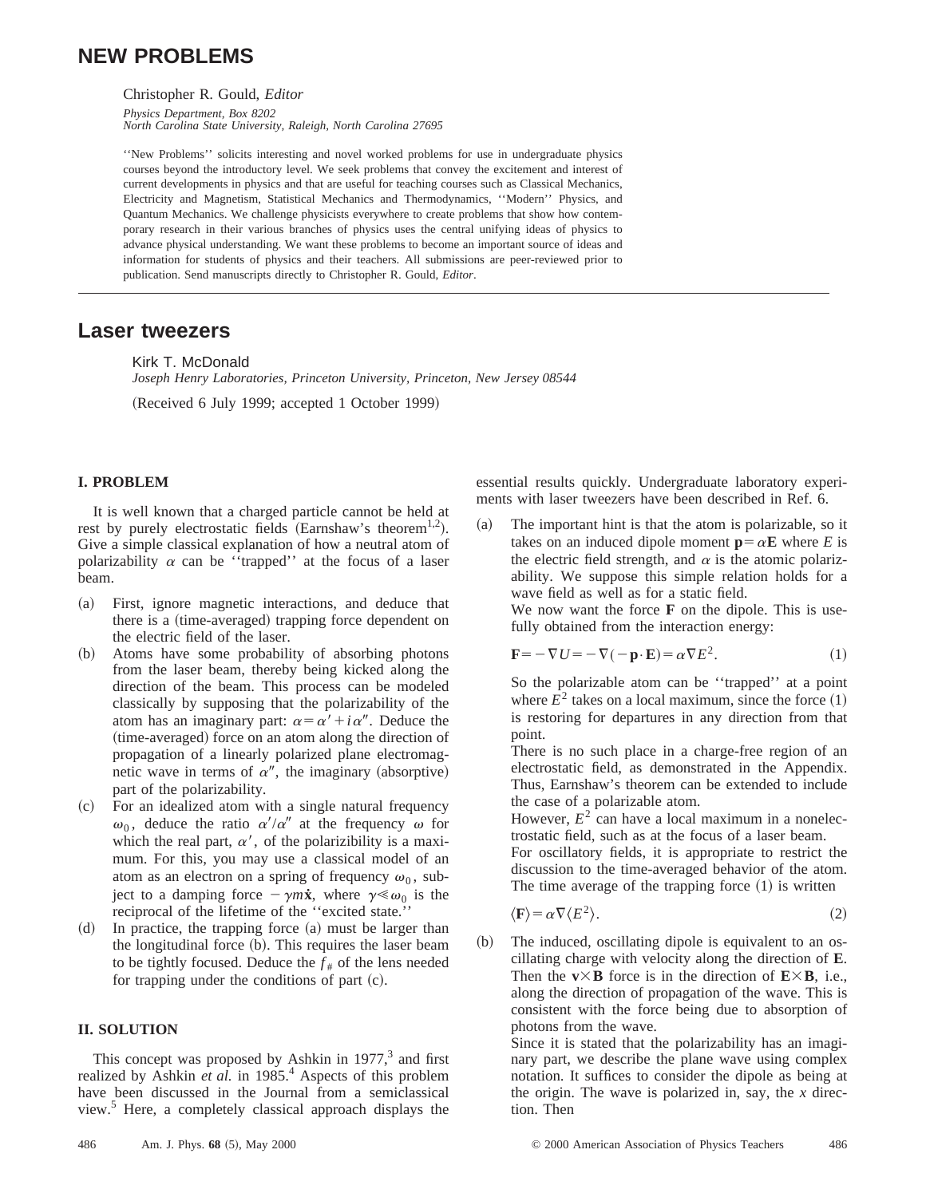# NEW PROBLEMS

Christopher R. Gould, *Editor*

*Physics Department, Box 8202*
*North Carolina State University, Raleigh, North Carolina 27695*

''New Problems'' solicits interesting and novel worked problems for use in undergraduate physics courses beyond the introductory level. We seek problems that convey the excitement and interest of current developments in physics and that are useful for teaching courses such as Classical Mechanics, Electricity and Magnetism, Statistical Mechanics and Thermodynamics, ''Modern'' Physics, and Quantum Mechanics. We challenge physicists everywhere to create problems that show how contemporary research in their various branches of physics uses the central unifying ideas of physics to advance physical understanding. We want these problems to become an important source of ideas and information for students of physics and their teachers. All submissions are peer-reviewed prior to publication. Send manuscripts directly to Christopher R. Gould, *Editor*.

## Laser tweezers

Kirk T. McDonald
*Joseph Henry Laboratories, Princeton University, Princeton, New Jersey 08544*

(Received 6 July 1999; accepted 1 October 1999)

### I. PROBLEM

It is well known that a charged particle cannot be held at rest by purely electrostatic fields (Earnshaw's theorem[1,2]). Give a simple classical explanation of how a neutral atom of polarizability $\alpha$ can be ''trapped'' at the focus of a laser beam.

(a) First, ignore magnetic interactions, and deduce that there is a (time-averaged) trapping force dependent on the electric field of the laser.

(b) Atoms have some probability of absorbing photons from the laser beam, thereby being kicked along the direction of the beam. This process can be modeled classically by supposing that the polarizability of the atom has an imaginary part: $\alpha = \alpha' + i\alpha''$. Deduce the (time-averaged) force on an atom along the direction of propagation of a linearly polarized plane electromagnetic wave in terms of $\alpha''$, the imaginary (absorptive) part of the polarizability.

(c) For an idealized atom with a single natural frequency $\omega_0$, deduce the ratio $\alpha'/\alpha''$ at the frequency $\omega$ for which the real part, $\alpha'$, of the polarizibility is a maximum. For this, you may use a classical model of an atom as an electron on a spring of frequency $\omega_0$, subject to a damping force $-\gamma m\dot{\mathbf{x}}$, where $\gamma \ll \omega_0$ is the reciprocal of the lifetime of the ''excited state.''

(d) In practice, the trapping force (a) must be larger than the longitudinal force (b). This requires the laser beam to be tightly focused. Deduce the $f_{\#}$ of the lens needed for trapping under the conditions of part (c).

### II. SOLUTION

This concept was proposed by Ashkin in 1977,[3] and first realized by Ashkin *et al.* in 1985.[4] Aspects of this problem have been discussed in the Journal from a semiclassical view.[5] Here, a completely classical approach displays the essential results quickly. Undergraduate laboratory experiments with laser tweezers have been described in Ref. 6.

(a) The important hint is that the atom is polarizable, so it takes on an induced dipole moment $\mathbf{p} = \alpha\mathbf{E}$ where $E$ is the electric field strength, and $\alpha$ is the atomic polarizability. We suppose this simple relation holds for a wave field as well as for a static field.

We now want the force $\mathbf{F}$ on the dipole. This is usefully obtained from the interaction energy:

$$\mathbf{F} = -\nabla U = -\nabla(-\mathbf{p}\cdot\mathbf{E}) = \alpha\nabla E^2. \tag{1}$$

So the polarizable atom can be ''trapped'' at a point where $E^2$ takes on a local maximum, since the force (1) is restoring for departures in any direction from that point.

There is no such place in a charge-free region of an electrostatic field, as demonstrated in the Appendix. Thus, Earnshaw's theorem can be extended to include the case of a polarizable atom.

However, $E^2$ can have a local maximum in a nonelectrostatic field, such as at the focus of a laser beam.

For oscillatory fields, it is appropriate to restrict the discussion to the time-averaged behavior of the atom. The time average of the trapping force (1) is written

$$\langle\mathbf{F}\rangle = \alpha\nabla\langle E^2\rangle. \tag{2}$$

(b) The induced, oscillating dipole is equivalent to an oscillating charge with velocity along the direction of $\mathbf{E}$. Then the $\mathbf{v}\times\mathbf{B}$ force is in the direction of $\mathbf{E}\times\mathbf{B}$, i.e., along the direction of propagation of the wave. This is consistent with the force being due to absorption of photons from the wave.

Since it is stated that the polarizability has an imaginary part, we describe the plane wave using complex notation. It suffices to consider the dipole as being at the origin. The wave is polarized in, say, the $x$ direction. Then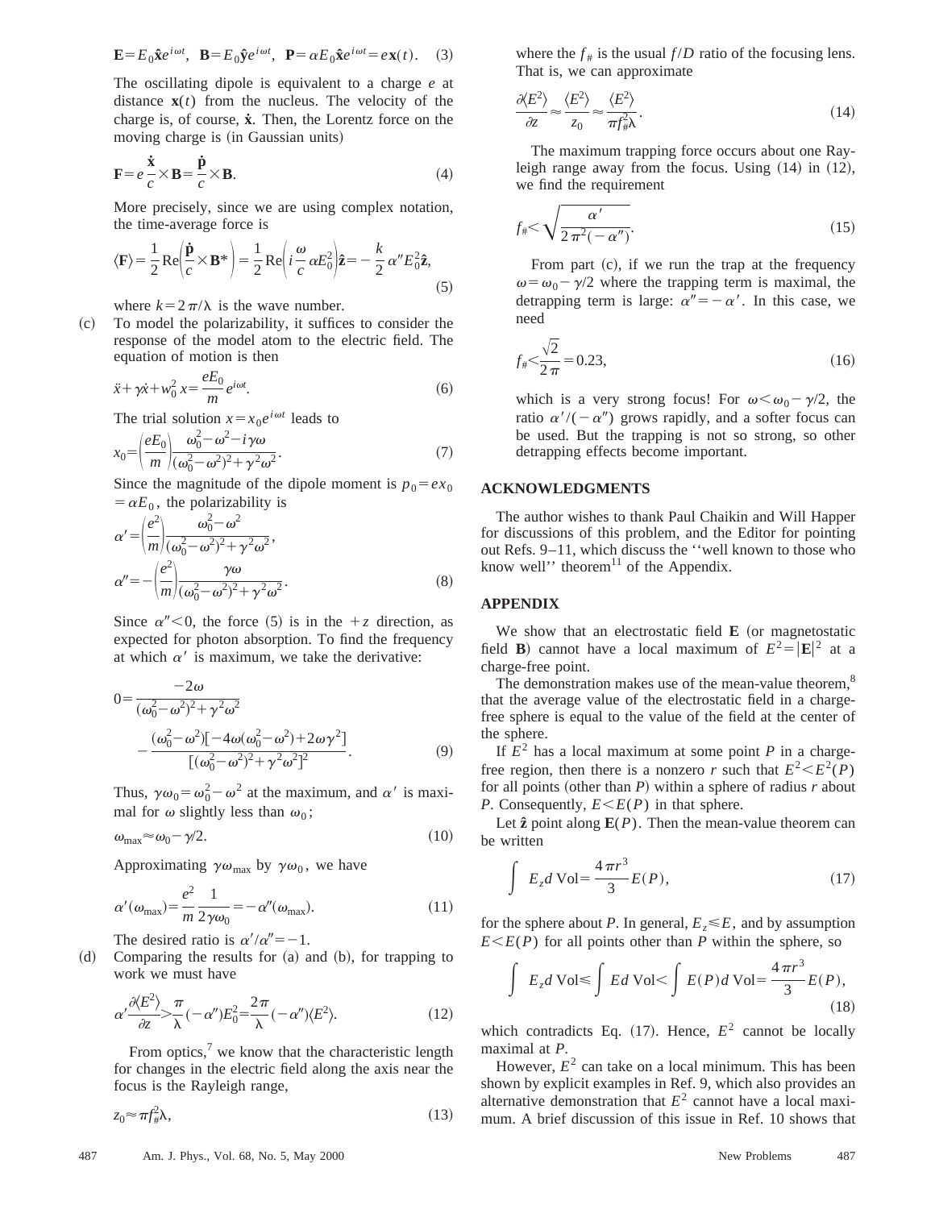$$\mathbf{E} = E_0 \hat{\mathbf{x}} e^{i\omega t}, \quad \mathbf{B} = E_0 \hat{\mathbf{y}} e^{i\omega t}, \quad \mathbf{P} = \alpha E_0 \hat{\mathbf{x}} e^{i\omega t} = e\mathbf{x}(t). \quad (3)$$

The oscillating dipole is equivalent to a charge $e$ at distance $\mathbf{x}(t)$ from the nucleus. The velocity of the charge is, of course, $\dot{\mathbf{x}}$. Then, the Lorentz force on the moving charge is (in Gaussian units)

$$\mathbf{F} = e\frac{\dot{\mathbf{x}}}{c} \times \mathbf{B} = \frac{\dot{\mathbf{p}}}{c} \times \mathbf{B}. \quad (4)$$

More precisely, since we are using complex notation, the time-average force is

$$\langle \mathbf{F} \rangle = \frac{1}{2} \mathrm{Re}\left( \frac{\dot{\mathbf{p}}}{c} \times \mathbf{B}^* \right) = \frac{1}{2} \mathrm{Re}\left( i\frac{\omega}{c} \alpha E_0^2 \right) \hat{\mathbf{z}} = -\frac{k}{2} \alpha'' E_0^2 \hat{\mathbf{z}}, \quad (5)$$

where $k = 2\pi/\lambda$ is the wave number.

(c) To model the polarizability, it suffices to consider the response of the model atom to the electric field. The equation of motion is then

$$\ddot{x} + \gamma \dot{x} + w_0^2 x = \frac{eE_0}{m} e^{i\omega t}. \quad (6)$$

The trial solution $x = x_0 e^{i\omega t}$ leads to

$$x_0 = \left( \frac{eE_0}{m} \right) \frac{\omega_0^2 - \omega^2 - i\gamma\omega}{(\omega_0^2 - \omega^2)^2 + \gamma^2 \omega^2}. \quad (7)$$

Since the magnitude of the dipole moment is $p_0 = ex_0 = \alpha E_0$, the polarizability is

$$\alpha' = \left( \frac{e^2}{m} \right) \frac{\omega_0^2 - \omega^2}{(\omega_0^2 - \omega^2)^2 + \gamma^2 \omega^2},$$
$$\alpha'' = -\left( \frac{e^2}{m} \right) \frac{\gamma\omega}{(\omega_0^2 - \omega^2)^2 + \gamma^2 \omega^2}. \quad (8)$$

Since $\alpha'' < 0$, the force (5) is in the $+z$ direction, as expected for photon absorption. To find the frequency at which $\alpha'$ is maximum, we take the derivative:

$$0 = \frac{-2\omega}{(\omega_0^2 - \omega^2)^2 + \gamma^2 \omega^2} - \frac{(\omega_0^2 - \omega^2)[-4\omega(\omega_0^2 - \omega^2) + 2\omega\gamma^2]}{[(\omega_0^2 - \omega^2)^2 + \gamma^2 \omega^2]^2}. \quad (9)$$

Thus, $\gamma\omega_0 = \omega_0^2 - \omega^2$ at the maximum, and $\alpha'$ is maximal for $\omega$ slightly less than $\omega_0$;

$$\omega_{\max} \approx \omega_0 - \gamma/2. \quad (10)$$

Approximating $\gamma\omega_{\max}$ by $\gamma\omega_0$, we have

$$\alpha'(\omega_{\max}) = \frac{e^2}{m} \frac{1}{2\gamma\omega_0} = -\alpha''(\omega_{\max}). \quad (11)$$

The desired ratio is $\alpha'/\alpha'' = -1$.

(d) Comparing the results for (a) and (b), for trapping to work we must have

$$\alpha' \frac{\partial \langle E^2 \rangle}{\partial z} > \frac{\pi}{\lambda} (-\alpha'') E_0^2 = \frac{2\pi}{\lambda} (-\alpha'') \langle E^2 \rangle. \quad (12)$$

From optics,[7] we know that the characteristic length for changes in the electric field along the axis near the focus is the Rayleigh range,

$$z_0 \approx \pi f_\#^2 \lambda, \quad (13)$$

where the $f_\#$ is the usual $f/D$ ratio of the focusing lens. That is, we can approximate

$$\frac{\partial \langle E^2 \rangle}{\partial z} \approx \frac{\langle E^2 \rangle}{z_0} \approx \frac{\langle E^2 \rangle}{\pi f_\#^2 \lambda}. \quad (14)$$

The maximum trapping force occurs about one Rayleigh range away from the focus. Using (14) in (12), we find the requirement

$$f_\# < \sqrt{\frac{\alpha'}{2\pi^2(-\alpha'')}}. \quad (15)$$

From part (c), if we run the trap at the frequency $\omega = \omega_0 - \gamma/2$ where the trapping term is maximal, the detrapping term is large: $\alpha'' = -\alpha'$. In this case, we need

$$f_\# < \frac{\sqrt{2}}{2\pi} = 0.23, \quad (16)$$

which is a very strong focus! For $\omega < \omega_0 - \gamma/2$, the ratio $\alpha'/(-\alpha'')$ grows rapidly, and a softer focus can be used. But the trapping is not so strong, so other detrapping effects become important.

## ACKNOWLEDGMENTS

The author wishes to thank Paul Chaikin and Will Happer for discussions of this problem, and the Editor for pointing out Refs. 9–11, which discuss the ''well known to those who know well'' theorem[11] of the Appendix.

## APPENDIX

We show that an electrostatic field $\mathbf{E}$ (or magnetostatic field $\mathbf{B}$) cannot have a local maximum of $E^2 = |\mathbf{E}|^2$ at a charge-free point.

The demonstration makes use of the mean-value theorem,[8] that the average value of the electrostatic field in a charge-free sphere is equal to the value of the field at the center of the sphere.

If $E^2$ has a local maximum at some point $P$ in a charge-free region, then there is a nonzero $r$ such that $E^2 < E^2(P)$ for all points (other than $P$) within a sphere of radius $r$ about $P$. Consequently, $E < E(P)$ in that sphere.

Let $\hat{\mathbf{z}}$ point along $\mathbf{E}(P)$. Then the mean-value theorem can be written

$$\int E_z d\,\mathrm{Vol} = \frac{4\pi r^3}{3} E(P), \quad (17)$$

for the sphere about $P$. In general, $E_z \leq E$, and by assumption $E < E(P)$ for all points other than $P$ within the sphere, so

$$\int E_z d\,\mathrm{Vol} \leq \int E d\,\mathrm{Vol} < \int E(P) d\,\mathrm{Vol} = \frac{4\pi r^3}{3} E(P), \quad (18)$$

which contradicts Eq. (17). Hence, $E^2$ cannot be locally maximal at $P$.

However, $E^2$ can take on a local minimum. This has been shown by explicit examples in Ref. 9, which also provides an alternative demonstration that $E^2$ cannot have a local maximum. A brief discussion of this issue in Ref. 10 shows that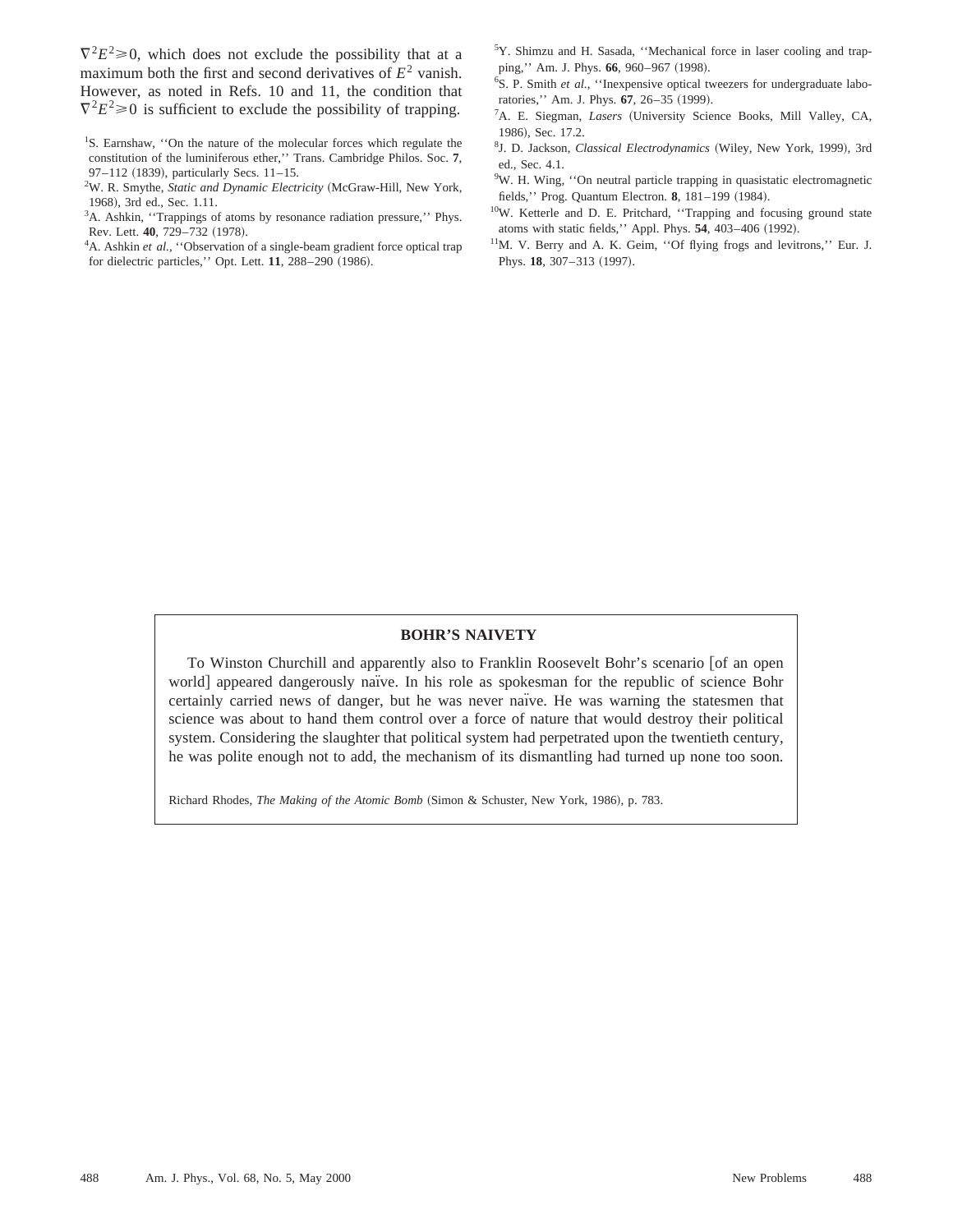$\nabla^2 E^2 \geqslant 0$, which does not exclude the possibility that at a maximum both the first and second derivatives of $E^2$ vanish. However, as noted in Refs. 10 and 11, the condition that $\nabla^2 E^2 \geqslant 0$ is sufficient to exclude the possibility of trapping.

[1]S. Earnshaw, ''On the nature of the molecular forces which regulate the constitution of the luminiferous ether,'' Trans. Cambridge Philos. Soc. **7**, 97–112 (1839), particularly Secs. 11–15.

[2]W. R. Smythe, *Static and Dynamic Electricity* (McGraw-Hill, New York, 1968), 3rd ed., Sec. 1.11.

[3]A. Ashkin, ''Trappings of atoms by resonance radiation pressure,'' Phys. Rev. Lett. **40**, 729–732 (1978).

[4]A. Ashkin *et al.*, ''Observation of a single-beam gradient force optical trap for dielectric particles,'' Opt. Lett. **11**, 288–290 (1986).

[5]Y. Shimzu and H. Sasada, ''Mechanical force in laser cooling and trapping,'' Am. J. Phys. **66**, 960–967 (1998).

[6]S. P. Smith *et al.*, ''Inexpensive optical tweezers for undergraduate laboratories,'' Am. J. Phys. **67**, 26–35 (1999).

[7]A. E. Siegman, *Lasers* (University Science Books, Mill Valley, CA, 1986), Sec. 17.2.

[8]J. D. Jackson, *Classical Electrodynamics* (Wiley, New York, 1999), 3rd ed., Sec. 4.1.

[9]W. H. Wing, ''On neutral particle trapping in quasistatic electromagnetic fields,'' Prog. Quantum Electron. **8**, 181–199 (1984).

[10]W. Ketterle and D. E. Pritchard, ''Trapping and focusing ground state atoms with static fields,'' Appl. Phys. **54**, 403–406 (1992).

[11]M. V. Berry and A. K. Geim, ''Of flying frogs and levitrons,'' Eur. J. Phys. **18**, 307–313 (1997).

## BOHR'S NAIVETY

To Winston Churchill and apparently also to Franklin Roosevelt Bohr's scenario [of an open world] appeared dangerously naïve. In his role as spokesman for the republic of science Bohr certainly carried news of danger, but he was never naïve. He was warning the statesmen that science was about to hand them control over a force of nature that would destroy their political system. Considering the slaughter that political system had perpetrated upon the twentieth century, he was polite enough not to add, the mechanism of its dismantling had turned up none too soon.

Richard Rhodes, *The Making of the Atomic Bomb* (Simon & Schuster, New York, 1986), p. 783.